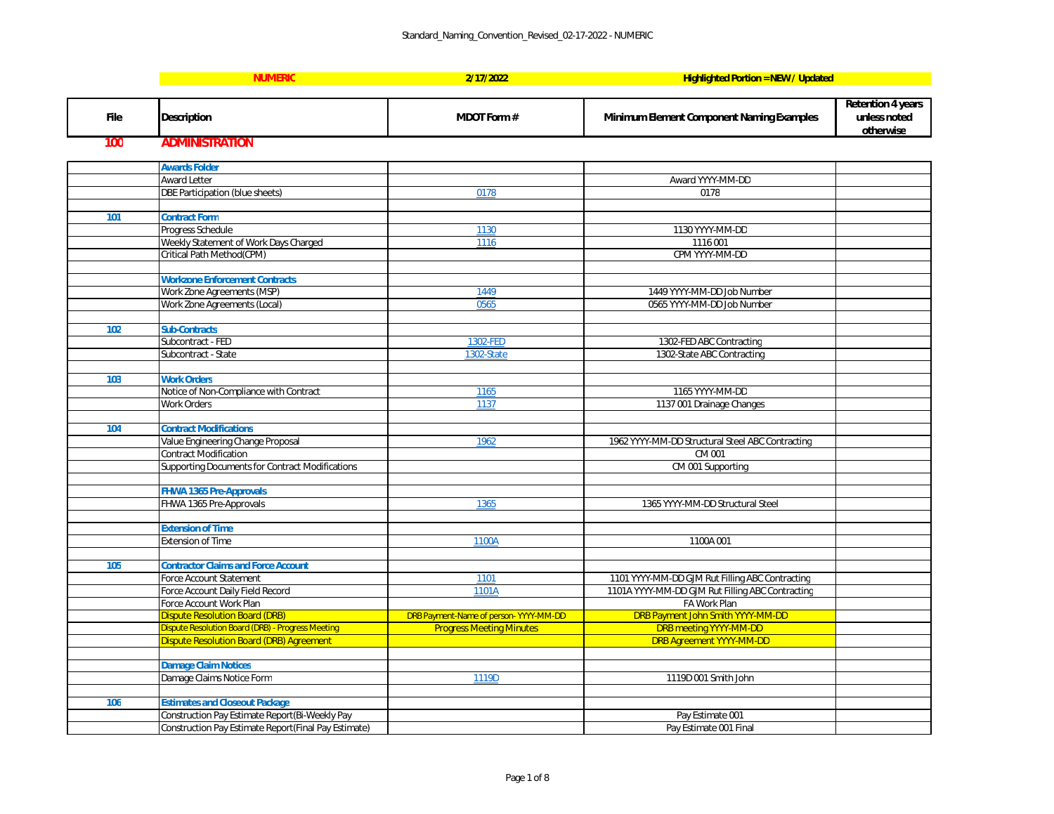| NUMERIC | 2/17/2022 | Highlighted Portion = NEW / Updated |
|---|---|---|

| File | Description | MDOT Form # | Minimum Element Component Naming Examples | Retention 4 years unless noted otherwise |
|---|---|---|---|---|
| **100** | **ADMINISTRATION** | | | |
| | **Awards Folder** | | | |
| | Award Letter | | Award YYYY-MM-DD | |
| | DBE Participation (blue sheets) | 0178 | 0178 | |
| | | | | |
| **101** | **Contract Form** | | | |
| | Progress Schedule | 1130 | 1130 YYYY-MM-DD | |
| | Weekly Statement of Work Days Charged | 1116 | 1116 001 | |
| | Critical Path Method(CPM) | | CPM YYYY-MM-DD | |
| | | | | |
| | **Workzone Enforcement Contracts** | | | |
| | Work Zone Agreements (MSP) | 1449 | 1449 YYYY-MM-DD Job Number | |
| | Work Zone Agreements (Local) | 0565 | 0565 YYYY-MM-DD Job Number | |
| | | | | |
| **102** | **Sub-Contracts** | | | |
| | Subcontract - FED | 1302-FED | 1302-FED ABC Contracting | |
| | Subcontract - State | 1302-State | 1302-State ABC Contracting | |
| | | | | |
| **103** | **Work Orders** | | | |
| | Notice of Non-Compliance with Contract | 1165 | 1165 YYYY-MM-DD | |
| | Work Orders | 1137 | 1137 001 Drainage Changes | |
| | | | | |
| **104** | **Contract Modifications** | | | |
| | Value Engineering Change Proposal | 1962 | 1962 YYYY-MM-DD Structural Steel ABC Contracting | |
| | Contract Modification | | CM 001 | |
| | Supporting Documents for Contract Modifications | | CM 001 Supporting | |
| | | | | |
| | **FHWA 1365 Pre-Approvals** | | | |
| | FHWA 1365 Pre-Approvals | 1365 | 1365 YYYY-MM-DD Structural Steel | |
| | | | | |
| | **Extension of Time** | | | |
| | Extension of Time | 1100A | 1100A 001 | |
| | | | | |
| **105** | **Contractor Claims and Force Account** | | | |
| | Force Account Statement | 1101 | 1101 YYYY-MM-DD GJM Rut Filling ABC Contracting | |
| | Force Account Daily Field Record | 1101A | 1101A YYYY-MM-DD GJM Rut Filling ABC Contracting | |
| | Force Account Work Plan | | FA Work Plan | |
| | Dispute Resolution Board (DRB) | DRB Payment-Name of person- YYYY-MM-DD | DRB Payment John Smith YYYY-MM-DD | |
| | Dispute Resolution Board (DRB) - Progress Meeting | Progress Meeting Minutes | DRB meeting YYYY-MM-DD | |
| | Dispute Resolution Board (DRB) Agreement | | DRB Agreement YYYY-MM-DD | |
| | | | | |
| | **Damage Claim Notices** | | | |
| | Damage Claims Notice Form | 1119D | 1119D 001 Smith John | |
| | | | | |
| **106** | **Estimates and Closeout Package** | | | |
| | Construction Pay Estimate Report(Bi-Weekly Pay | | Pay Estimate 001 | |
| | Construction Pay Estimate Report(Final Pay Estimate) | | Pay Estimate 001 Final | |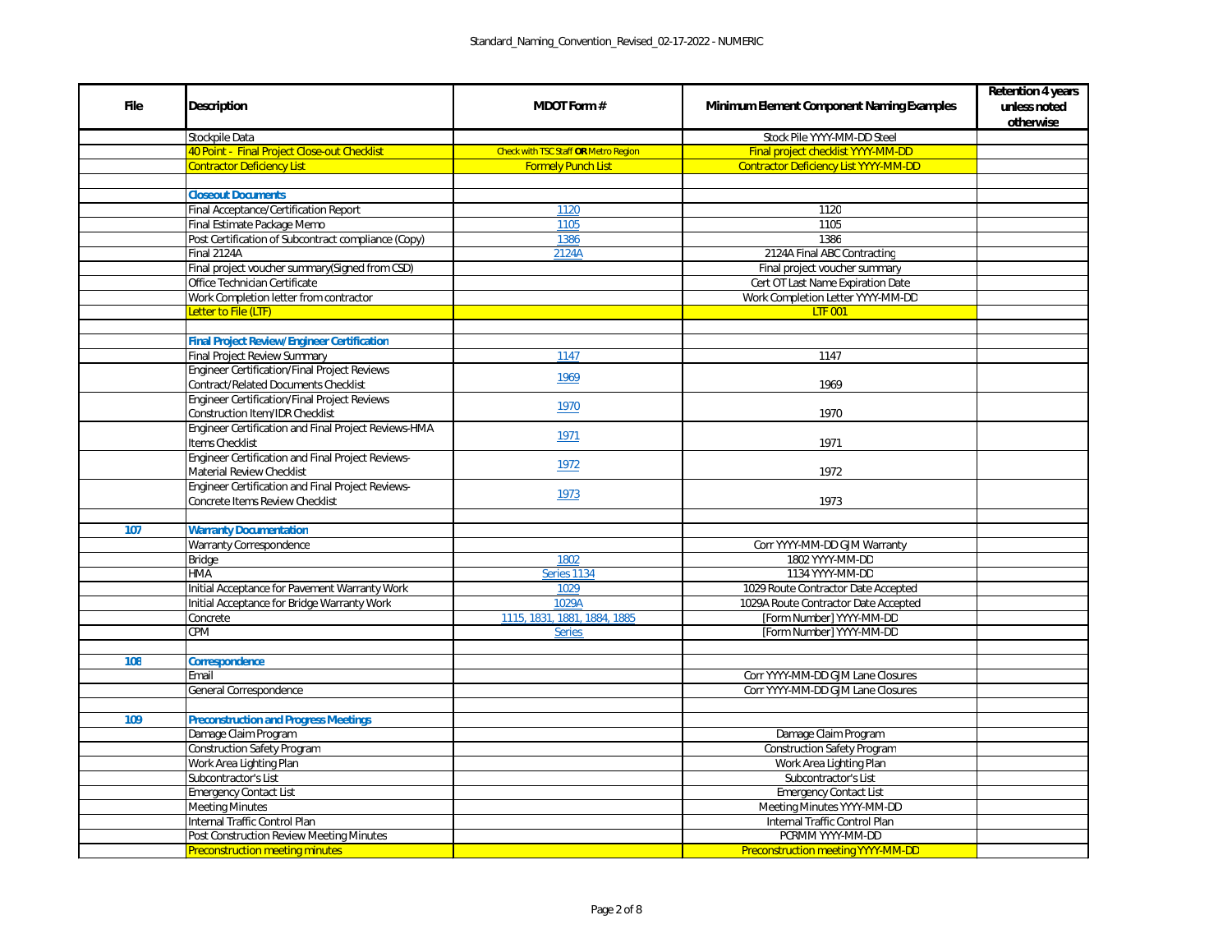| File | Description | MDOT Form # | Minimum Element Component Naming Examples | Retention 4 years unless noted otherwise |
|---|---|---|---|---|
| | Stockpile Data | | Stock Pile YYYY-MM-DD Steel | |
| | 40 Point - Final Project Close-out Checklist | Check with TSC Staff **OR** Metro Region | Final project checklist YYYY-MM-DD | |
| | Contractor Deficiency List | Formely Punch List | Contractor Deficiency List YYYY-MM-DD | |
| | | | | |
| | **Closeout Documents** | | | |
| | Final Acceptance/Certification Report | 1120 | 1120 | |
| | Final Estimate Package Memo | 1105 | 1105 | |
| | Post Certification of Subcontract compliance (Copy) | 1386 | 1386 | |
| | Final 2124A | 2124A | 2124A Final ABC Contracting | |
| | Final project voucher summary(Signed from CSD) | | Final project voucher summary | |
| | Office Technician Certificate | | Cert OT Last Name Expiration Date | |
| | Work Completion letter from contractor | | Work Completion Letter YYYY-MM-DD | |
| | Letter to File (LTF) | | LTF 001 | |
| | | | | |
| | **Final Project Review/Engineer Certification** | | | |
| | Final Project Review Summary | 1147 | 1147 | |
| | Engineer Certification/Final Project Reviews Contract/Related Documents Checklist | 1969 | 1969 | |
| | Engineer Certification/Final Project Reviews Construction Item/IDR Checklist | 1970 | 1970 | |
| | Engineer Certification and Final Project Reviews-HMA Items Checklist | 1971 | 1971 | |
| | Engineer Certification and Final Project Reviews-Material Review Checklist | 1972 | 1972 | |
| | Engineer Certification and Final Project Reviews-Concrete Items Review Checklist | 1973 | 1973 | |
| | | | | |
| 107 | **Warranty Documentation** | | | |
| | Warranty Correspondence | | Corr YYYY-MM-DD GJM Warranty | |
| | Bridge | 1802 | 1802 YYYY-MM-DD | |
| | HMA | Series 1134 | 1134 YYYY-MM-DD | |
| | Initial Acceptance for Pavement Warranty Work | 1029 | 1029 Route Contractor Date Accepted | |
| | Initial Acceptance for Bridge Warranty Work | 1029A | 1029A Route Contractor Date Accepted | |
| | Concrete | 1115, 1831, 1881, 1884, 1885 | [Form Number] YYYY-MM-DD | |
| | CPM | Series | [Form Number] YYYY-MM-DD | |
| | | | | |
| 108 | **Correspondence** | | | |
| | Email | | Corr YYYY-MM-DD GJM Lane Closures | |
| | General Correspondence | | Corr YYYY-MM-DD GJM Lane Closures | |
| | | | | |
| 109 | **Preconstruction and Progress Meetings** | | | |
| | Damage Claim Program | | Damage Claim Program | |
| | Construction Safety Program | | Construction Safety Program | |
| | Work Area Lighting Plan | | Work Area Lighting Plan | |
| | Subcontractor's List | | Subcontractor's List | |
| | Emergency Contact List | | Emergency Contact List | |
| | Meeting Minutes | | Meeting Minutes YYYY-MM-DD | |
| | Internal Traffic Control Plan | | Internal Traffic Control Plan | |
| | Post Construction Review Meeting Minutes | | PCRMM YYYY-MM-DD | |
| | Preconstruction meeting minutes | | Preconstruction meeting YYYY-MM-DD | |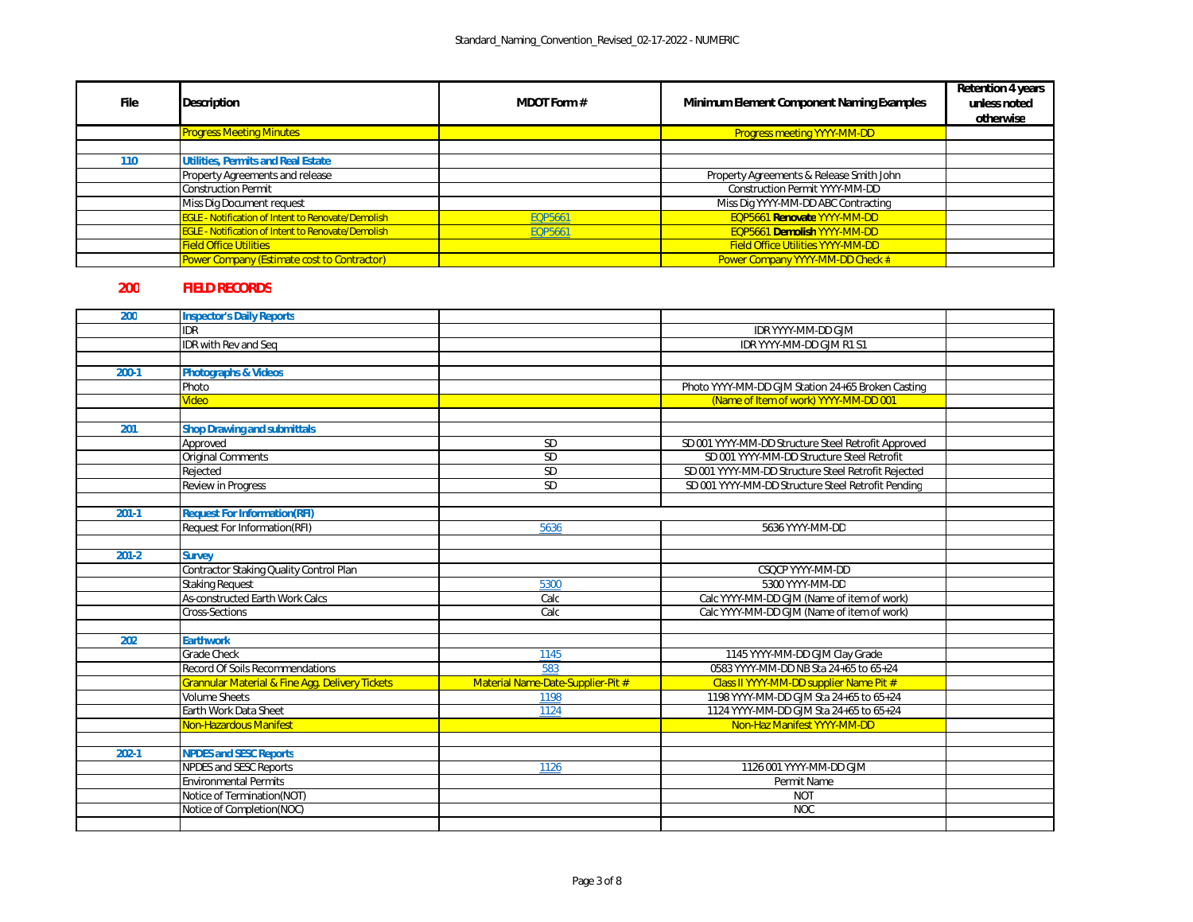| File | Description | MDOT Form # | Minimum Element Component Naming Examples | Retention 4 years unless noted otherwise |
|---|---|---|---|---|
| | Progress Meeting Minutes | | Progress meeting YYYY-MM-DD | |
| | | | | |
| 110 | **Utilities, Permits and Real Estate** | | | |
| | Property Agreements and release | | Property Agreements & Release Smith John | |
| | Construction Permit | | Construction Permit YYYY-MM-DD | |
| | Miss Dig Document request | | Miss Dig YYYY-MM-DD ABC Contracting | |
| | EGLE - Notification of Intent to Renovate/Demolish | EQP5661 | EQP5661 **Renovate** YYYY-MM-DD | |
| | EGLE - Notification of Intent to Renovate/Demolish | EQP5661 | EQP5661 **Demolish** YYYY-MM-DD | |
| | Field Office Utilities | | Field Office Utilities YYYY-MM-DD | |
| | Power Company (Estimate cost to Contractor) | | Power Company YYYY-MM-DD Check # | |

## 200 FIELD RECORDS

| File | Description | MDOT Form # | Minimum Element Component Naming Examples | Retention 4 years unless noted otherwise |
|---|---|---|---|---|
| 200 | **Inspector's Daily Reports** | | | |
| | IDR | | IDR YYYY-MM-DD GJM | |
| | IDR with Rev and Seq | | IDR YYYY-MM-DD GJM R1 S1 | |
| | | | | |
| 200-1 | **Photographs & Videos** | | | |
| | Photo | | Photo YYYY-MM-DD GJM Station 24+65 Broken Casting | |
| | Video | | (Name of Item of work) YYYY-MM-DD 001 | |
| | | | | |
| 201 | **Shop Drawing and submittals** | | | |
| | Approved | SD | SD 001 YYYY-MM-DD Structure Steel Retrofit Approved | |
| | Original Comments | SD | SD 001 YYYY-MM-DD Structure Steel Retrofit | |
| | Rejected | SD | SD 001 YYYY-MM-DD Structure Steel Retrofit Rejected | |
| | Review in Progress | SD | SD 001 YYYY-MM-DD Structure Steel Retrofit Pending | |
| | | | | |
| 201-1 | **Request For Information(RFI)** | | | |
| | Request For Information(RFI) | 5636 | 5636 YYYY-MM-DD | |
| | | | | |
| 201-2 | **Survey** | | | |
| | Contractor Staking Quality Control Plan | | CSQCP YYYY-MM-DD | |
| | Staking Request | 5300 | 5300 YYYY-MM-DD | |
| | As-constructed Earth Work Calcs | Calc | Calc YYYY-MM-DD GJM (Name of item of work) | |
| | Cross-Sections | Calc | Calc YYYY-MM-DD GJM (Name of item of work) | |
| | | | | |
| 202 | **Earthwork** | | | |
| | Grade Check | 1145 | 1145 YYYY-MM-DD GJM Clay Grade | |
| | Record Of Soils Recommendations | 583 | 0583 YYYY-MM-DD NB Sta 24+65 to 65+24 | |
| | Grannular Material & Fine Agg. Delivery Tickets | Material Name-Date-Supplier-Pit # | Class II YYYY-MM-DD supplier Name Pit # | |
| | Volume Sheets | 1198 | 1198 YYYY-MM-DD GJM Sta 24+65 to 65+24 | |
| | Earth Work Data Sheet | 1124 | 1124 YYYY-MM-DD GJM Sta 24+65 to 65+24 | |
| | Non-Hazardous Manifest | | Non-Haz Manifest YYYY-MM-DD | |
| | | | | |
| 202-1 | **NPDES and SESC Reports** | | | |
| | NPDES and SESC Reports | 1126 | 1126 001 YYYY-MM-DD GJM | |
| | Environmental Permits | | Permit Name | |
| | Notice of Termination(NOT) | | NOT | |
| | Notice of Completion(NOC) | | NOC | |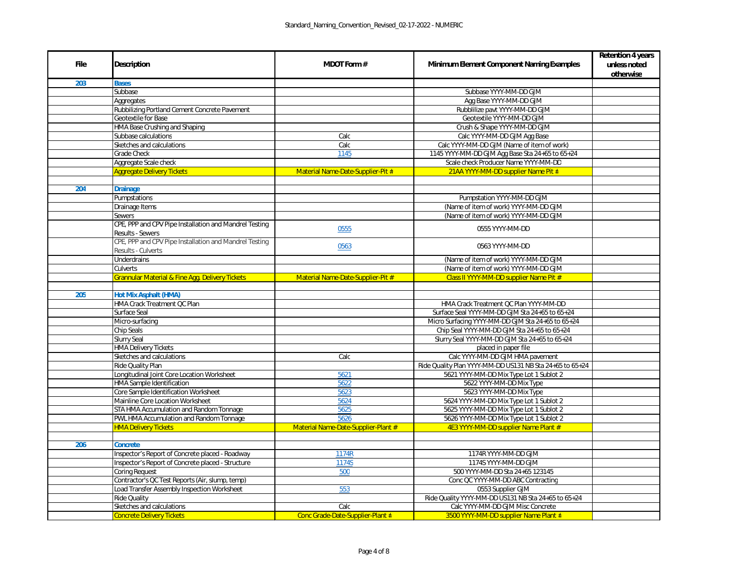| File | Description | MDOT Form # | Minimum Element Component Naming Examples | Retention 4 years unless noted otherwise |
|---|---|---|---|---|
| 203 | **Bases** | | | |
| | Subbase | | Subbase YYYY-MM-DD GJM | |
| | Aggregates | | Agg Base YYYY-MM-DD GJM | |
| | Rubbilizing Portland Cement Concrete Pavement | | Rubblilize pavt YYYY-MM-DD GJM | |
| | Geotextile for Base | | Geotextile YYYY-MM-DD GJM | |
| | HMA Base Crushing and Shaping | | Crush & Shape YYYY-MM-DD GJM | |
| | Subbase calculations | Calc | Calc YYYY-MM-DD GJM Agg Base | |
| | Sketches and calculations | Calc | Calc YYYY-MM-DD GJM (Name of item of work) | |
| | Grade Check | 1145 | 1145 YYYY-MM-DD GJM Agg Base Sta 24+65 to 65+24 | |
| | Aggregate Scale check | | Scale check Producer Name YYYY-MM-DD | |
| | Aggregate Delivery Tickets | Material Name-Date-Supplier-Pit # | 21AA YYYY-MM-DD supplier Name Pit # | |
| | | | | |
| 204 | **Drainage** | | | |
| | Pumpstations | | Pumpstation YYYY-MM-DD GJM | |
| | Drainage Items | | (Name of item of work) YYYY-MM-DD GJM | |
| | Sewers | | (Name of item of work) YYYY-MM-DD GJM | |
| | CPE, PPP and CPV Pipe Installation and Mandrel Testing Results - Sewers | 0555 | 0555 YYYY-MM-DD | |
| | CPE, PPP and CPV Pipe Installation and Mandrel Testing Results - Culverts | 0563 | 0563 YYYY-MM-DD | |
| | Underdrains | | (Name of item of work) YYYY-MM-DD GJM | |
| | Culverts | | (Name of item of work) YYYY-MM-DD GJM | |
| | Grannular Material & Fine Agg. Delivery Tickets | Material Name-Date-Supplier-Pit # | Class II YYYY-MM-DD supplier Name Pit # | |
| | | | | |
| 205 | **Hot Mix Asphalt (HMA)** | | | |
| | HMA Crack Treatment QC Plan | | HMA Crack Treatment QC Plan YYYY-MM-DD | |
| | Surface Seal | | Surface Seal YYYY-MM-DD GJM Sta 24+65 to 65+24 | |
| | Micro-surfacing | | Micro Surfacing YYYY-MM-DD GJM Sta 24+65 to 65+24 | |
| | Chip Seals | | Chip Seal YYYY-MM-DD GJM Sta 24+65 to 65+24 | |
| | Slurry Seal | | Slurry Seal YYYY-MM-DD GJM Sta 24+65 to 65+24 | |
| | HMA Delivery Tickets | | placed in paper file | |
| | Sketches and calculations | Calc | Calc YYYY-MM-DD GJM HMA pavement | |
| | Ride Quality Plan | | Ride Quality Plan YYYY-MM-DD US131 NB Sta 24+65 to 65+24 | |
| | Longitudinal Joint Core Location Worksheet | 5621 | 5621 YYYY-MM-DD Mix Type Lot 1 Sublot 2 | |
| | HMA Sample Identification | 5622 | 5622 YYYY-MM-DD Mix Type | |
| | Core Sample Identification Worksheet | 5623 | 5623 YYYY-MM-DD Mix Type | |
| | Mainline Core Location Worksheet | 5624 | 5624 YYYY-MM-DD Mix Type Lot 1 Sublot 2 | |
| | STA HMA Accumulation and Random Tonnage | 5625 | 5625 YYYY-MM-DD Mix Type Lot 1 Sublot 2 | |
| | PWL HMA Accumulation and Random Tonnage | 5626 | 5626 YYYY-MM-DD Mix Type Lot 1 Sublot 2 | |
| | HMA Delivery Tickets | Material Name-Date-Supplier-Plant # | 4E3 YYYY-MM-DD supplier Name Plant # | |
| | | | | |
| 206 | **Concrete** | | | |
| | Inspector's Report of Concrete placed - Roadway | 1174R | 1174R YYYY-MM-DD GJM | |
| | Inspector's Report of Concrete placed - Structure | 1174S | 1174S YYYY-MM-DD GJM | |
| | Coring Request | 500 | 500 YYYY-MM-DD Sta 24+65 123145 | |
| | Contractor's QC Test Reports (Air, slump, temp) | | Conc QC YYYY-MM-DD ABC Contracting | |
| | Load Transfer Assembly Inspection Worksheet | 553 | 0553 Supplier GJM | |
| | Ride Quality | | Ride Quality YYYY-MM-DD US131 NB Sta 24+65 to 65+24 | |
| | Sketches and calculations | Calc | Calc YYYY-MM-DD GJM Misc Concrete | |
| | Concrete Delivery Tickets | Conc Grade-Date-Supplier-Plant # | 3500 YYYY-MM-DD supplier Name Plant # | |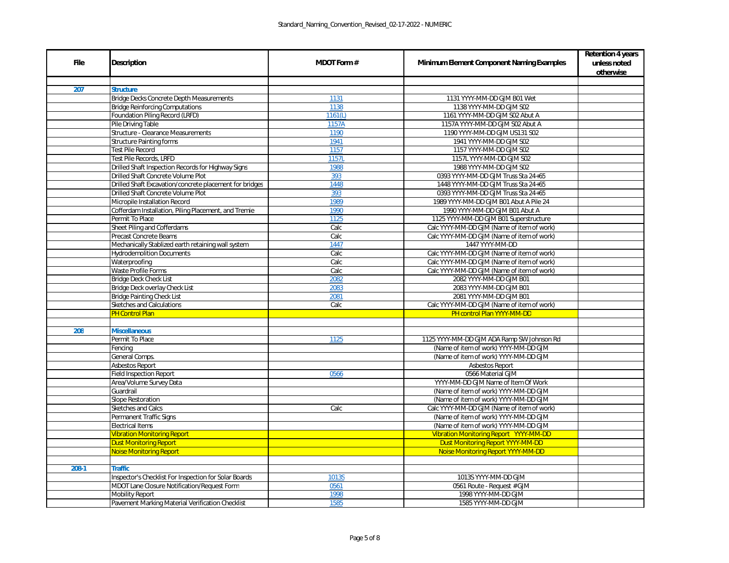| File | Description | MDOT Form # | Minimum Element Component Naming Examples | Retention 4 years unless noted otherwise |
|---|---|---|---|---|
| | | | | |
| **207** | **Structure** | | | |
| | Bridge Decks Concrete Depth Measurements | 1131 | 1131 YYYY-MM-DD GJM B01 Wet | |
| | Bridge Reinforcing Computations | 1138 | 1138 YYYY-MM-DD GJM S02 | |
| | Foundation Piling Record (LRFD) | 1161(L) | 1161 YYYY-MM-DD GJM S02 Abut A | |
| | Pile Driving Table | 1157A | 1157A YYYY-MM-DD GJM S02 Abut A | |
| | Structure - Clearance Measurements | 1190 | 1190 YYYY-MM-DD GJM US131 S02 | |
| | Structure Painting forms | 1941 | 1941 YYYY-MM-DD GJM S02 | |
| | Test Pile Record | 1157 | 1157 YYYY-MM-DD GJM S02 | |
| | Test Pile Records, LRFD | 1157L | 1157L YYYY-MM-DD GJM S02 | |
| | Drilled Shaft Inspection Records for Highway Signs | 1988 | 1988 YYYY-MM-DD GJM S02 | |
| | Drilled Shaft Concrete Volume Plot | 393 | 0393 YYYY-MM-DD GJM Truss Sta 24+65 | |
| | Drilled Shaft Excavation/concrete placement for bridges | 1448 | 1448 YYYY-MM-DD GJM Truss Sta 24+65 | |
| | Drilled Shaft Concrete Volume Plot | 393 | 0393 YYYY-MM-DD GJM Truss Sta 24+65 | |
| | Micropile Installation Record | 1989 | 1989 YYYY-MM-DD GJM B01 Abut A Pile 24 | |
| | Cofferdam Installation, Piling Placement, and Tremie | 1990 | 1990 YYYY-MM-DD GJM B01 Abut A | |
| | Permit To Place | 1125 | 1125 YYYY-MM-DD GJM B01 Superstructure | |
| | Sheet Piling and Cofferdams | Calc | Calc YYYY-MM-DD GJM (Name of item of work) | |
| | Precast Concrete Beams | Calc | Calc YYYY-MM-DD GJM (Name of item of work) | |
| | Mechanically Stablized earth retaining wall system | 1447 | 1447 YYYY-MM-DD | |
| | Hydrodemolition Documents | Calc | Calc YYYY-MM-DD GJM (Name of item of work) | |
| | Waterproofing | Calc | Calc YYYY-MM-DD GJM (Name of item of work) | |
| | Waste Profile Forms | Calc | Calc YYYY-MM-DD GJM (Name of item of work) | |
| | Bridge Deck Check List | 2082 | 2082 YYYY-MM-DD GJM B01 | |
| | Bridge Deck overlay Check List | 2083 | 2083 YYYY-MM-DD GJM B01 | |
| | Bridge Painting Check List | 2081 | 2081 YYYY-MM-DD GJM B01 | |
| | Sketches and Calculations | Calc | Calc YYYY-MM-DD GJM (Name of item of work) | |
| | PH Control Plan | | PH control Plan YYYY-MM-DD | |
| | | | | |
| **208** | **Miscellaneous** | | | |
| | Permit To Place | 1125 | 1125 YYYY-MM-DD GJM ADA Ramp SW Johnson Rd | |
| | Fencing | | (Name of item of work) YYYY-MM-DD GJM | |
| | General Comps. | | (Name of item of work) YYYY-MM-DD GJM | |
| | Asbestos Report | | Asbestos Report | |
| | Field Inspection Report | 0566 | 0566 Material GJM | |
| | Area/Volume Survey Data | | YYYY-MM-DD GJM Name of Item Of Work | |
| | Guardrail | | (Name of item of work) YYYY-MM-DD GJM | |
| | Slope Restoration | | (Name of item of work) YYYY-MM-DD GJM | |
| | Sketches and Calcs | Calc | Calc YYYY-MM-DD GJM (Name of item of work) | |
| | Permanent Traffic Signs | | (Name of item of work) YYYY-MM-DD GJM | |
| | Electrical Items | | (Name of item of work) YYYY-MM-DD GJM | |
| | Vibration Monitoring Report | | Vibration Monitoring Report YYYY-MM-DD | |
| | Dust Monitoring Report | | Dust Monitoring Report YYYY-MM-DD | |
| | Noise Monitoring Report | | Noise Monitoring Report YYYY-MM-DD | |
| | | | | |
| **208-1** | **Traffic** | | | |
| | Inspector's Checklist For Inspection for Solar Boards | 1013S | 1013S YYYY-MM-DD GJM | |
| | MDOT Lane Closure Notification/Request Form | 0561 | 0561 Route - Request # GJM | |
| | Mobility Report | 1998 | 1998 YYYY-MM-DD GJM | |
| | Pavement Marking Material Verification Checklist | 1585 | 1585 YYYY-MM-DD GJM | |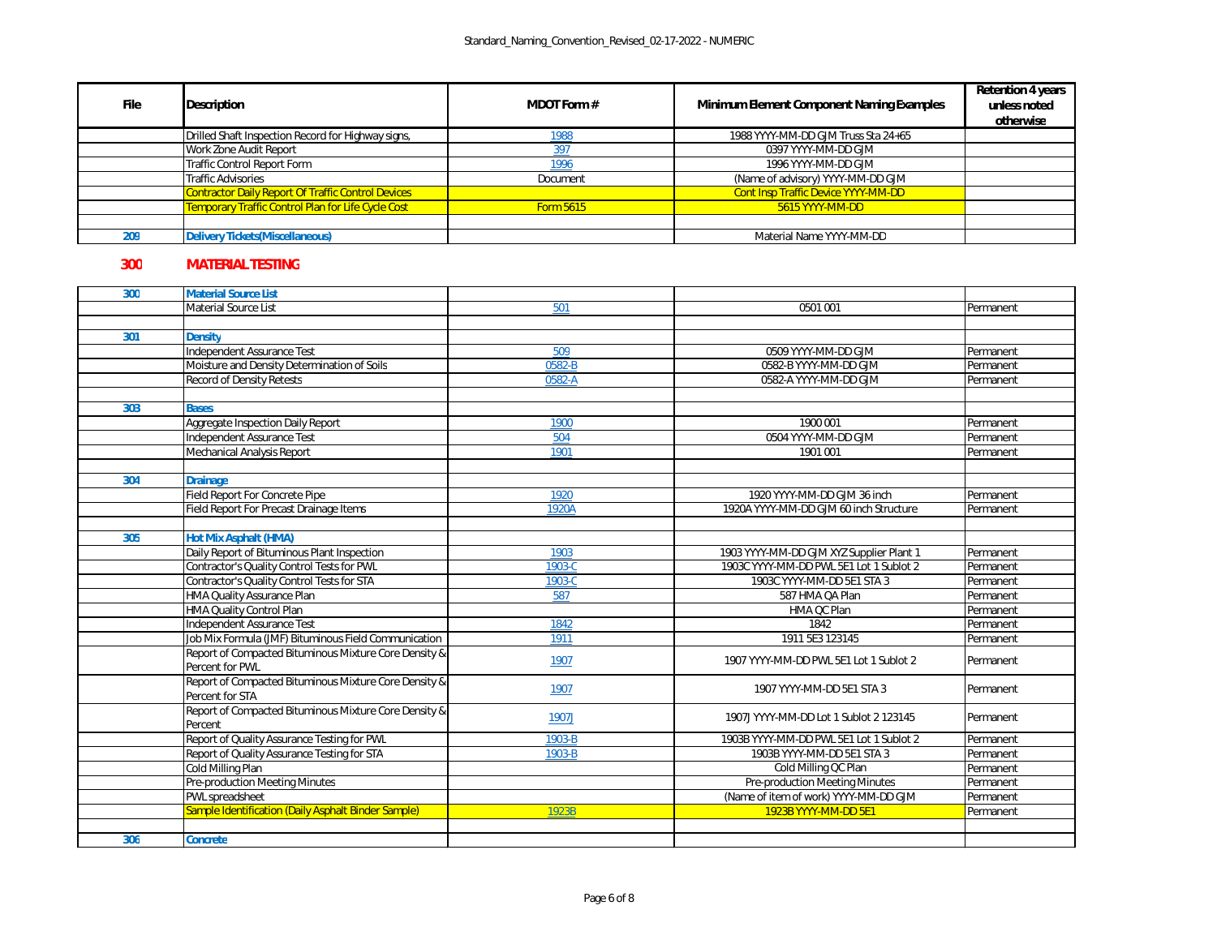| File | Description | MDOT Form # | Minimum Element Component Naming Examples | Retention 4 years unless noted otherwise |
|---|---|---|---|---|
| | Drilled Shaft Inspection Record for Highway signs, | 1988 | 1988 YYYY-MM-DD GJM Truss Sta 24+65 | |
| | Work Zone Audit Report | 397 | 0397 YYYY-MM-DD GJM | |
| | Traffic Control Report Form | 1996 | 1996 YYYY-MM-DD GJM | |
| | Traffic Advisories | Document | (Name of advisory) YYYY-MM-DD GJM | |
| | Contractor Daily Report Of Traffic Control Devices | | Cont Insp Traffic Device YYYY-MM-DD | |
| | Temporary Traffic Control Plan for Life Cycle Cost | Form 5615 | 5615 YYYY-MM-DD | |
| | | | | |
| 209 | **Delivery Tickets(Miscellaneous)** | | Material Name YYYY-MM-DD | |

## 300 MATERIAL TESTING

| File | Description | MDOT Form # | Minimum Element Component Naming Examples | Retention 4 years unless noted otherwise |
|---|---|---|---|---|
| 300 | **Material Source List** | | | |
| | Material Source List | 501 | 0501 001 | Permanent |
| | | | | |
| 301 | **Density** | | | |
| | Independent Assurance Test | 509 | 0509 YYYY-MM-DD GJM | Permanent |
| | Moisture and Density Determination of Soils | 0582-B | 0582-B YYYY-MM-DD GJM | Permanent |
| | Record of Density Retests | 0582-A | 0582-A YYYY-MM-DD GJM | Permanent |
| | | | | |
| 303 | **Bases** | | | |
| | Aggregate Inspection Daily Report | 1900 | 1900 001 | Permanent |
| | Independent Assurance Test | 504 | 0504 YYYY-MM-DD GJM | Permanent |
| | Mechanical Analysis Report | 1901 | 1901 001 | Permanent |
| | | | | |
| 304 | **Drainage** | | | |
| | Field Report For Concrete Pipe | 1920 | 1920 YYYY-MM-DD GJM 36 inch | Permanent |
| | Field Report For Precast Drainage Items | 1920A | 1920A YYYY-MM-DD GJM 60 inch Structure | Permanent |
| | | | | |
| 305 | **Hot Mix Asphalt (HMA)** | | | |
| | Daily Report of Bituminous Plant Inspection | 1903 | 1903 YYYY-MM-DD GJM XYZ Supplier Plant 1 | Permanent |
| | Contractor's Quality Control Tests for PWL | 1903-C | 1903C YYYY-MM-DD PWL 5E1 Lot 1 Sublot 2 | Permanent |
| | Contractor's Quality Control Tests for STA | 1903-C | 1903C YYYY-MM-DD 5E1 STA 3 | Permanent |
| | HMA Quality Assurance Plan | 587 | 587 HMA QA Plan | Permanent |
| | HMA Quality Control Plan | | HMA QC Plan | Permanent |
| | Independent Assurance Test | 1842 | 1842 | Permanent |
| | Job Mix Formula (JMF) Bituminous Field Communication | 1911 | 1911 5E3 123145 | Permanent |
| | Report of Compacted Bituminous Mixture Core Density & Percent for PWL | 1907 | 1907 YYYY-MM-DD PWL 5E1 Lot 1 Sublot 2 | Permanent |
| | Report of Compacted Bituminous Mixture Core Density & Percent for STA | 1907 | 1907 YYYY-MM-DD 5E1 STA 3 | Permanent |
| | Report of Compacted Bituminous Mixture Core Density & Percent | 1907J | 1907J YYYY-MM-DD Lot 1 Sublot 2 123145 | Permanent |
| | Report of Quality Assurance Testing for PWL | 1903-B | 1903B YYYY-MM-DD PWL 5E1 Lot 1 Sublot 2 | Permanent |
| | Report of Quality Assurance Testing for STA | 1903-B | 1903B YYYY-MM-DD 5E1 STA 3 | Permanent |
| | Cold Milling Plan | | Cold Milling QC Plan | Permanent |
| | Pre-production Meeting Minutes | | Pre-production Meeting Minutes | Permanent |
| | PWL spreadsheet | | (Name of item of work) YYYY-MM-DD GJM | Permanent |
| | Sample Identification (Daily Asphalt Binder Sample) | 1923B | 1923B YYYY-MM-DD 5E1 | Permanent |
| | | | | |
| 306 | **Concrete** | | | |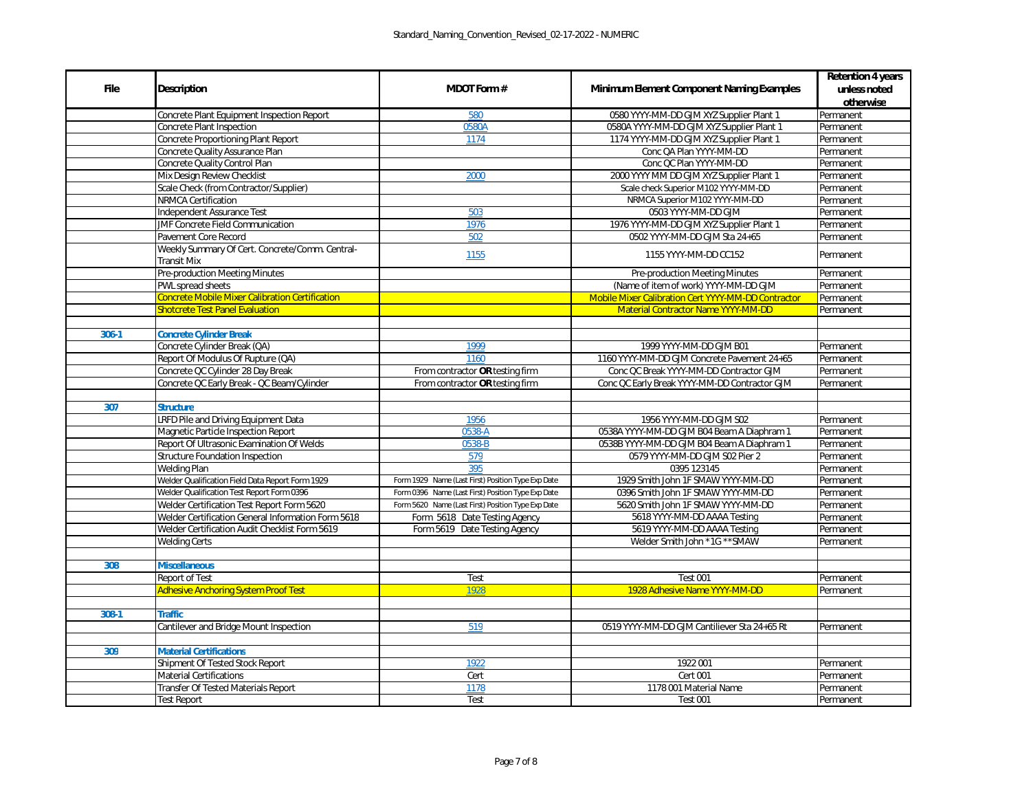| File | Description | MDOT Form # | Minimum Element Component Naming Examples | Retention 4 years unless noted otherwise |
|---|---|---|---|---|
| | Concrete Plant Equipment Inspection Report | 580 | 0580 YYYY-MM-DD GJM XYZ Supplier Plant 1 | Permanent |
| | Concrete Plant Inspection | 0580A | 0580A YYYY-MM-DD GJM XYZ Supplier Plant 1 | Permanent |
| | Concrete Proportioning Plant Report | 1174 | 1174 YYYY-MM-DD GJM XYZ Supplier Plant 1 | Permanent |
| | Concrete Quality Assurance Plan | | Conc QA Plan YYYY-MM-DD | Permanent |
| | Concrete Quality Control Plan | | Conc QC Plan YYYY-MM-DD | Permanent |
| | Mix Design Review Checklist | 2000 | 2000 YYYY MM DD GJM XYZ Supplier Plant 1 | Permanent |
| | Scale Check (from Contractor/Supplier) | | Scale check Superior M102 YYYY-MM-DD | Permanent |
| | NRMCA Certification | | NRMCA Superior M102 YYYY-MM-DD | Permanent |
| | Independent Assurance Test | 503 | 0503 YYYY-MM-DD GJM | Permanent |
| | JMF Concrete Field Communication | 1976 | 1976 YYYY-MM-DD GJM XYZ Supplier Plant 1 | Permanent |
| | Pavement Core Record | 502 | 0502 YYYY-MM-DD GJM Sta 24+65 | Permanent |
| | Weekly Summary Of Cert. Concrete/Comm. Central-Transit Mix | 1155 | 1155 YYYY-MM-DD CC152 | Permanent |
| | Pre-production Meeting Minutes | | Pre-production Meeting Minutes | Permanent |
| | PWL spread sheets | | (Name of item of work) YYYY-MM-DD GJM | Permanent |
| | Concrete Mobile Mixer Calibration Certification | | Mobile Mixer Calibration Cert YYYY-MM-DD Contractor | Permanent |
| | Shotcrete Test Panel Evaluation | | Material Contractor Name YYYY-MM-DD | Permanent |
| | | | | |
| **306-1** | **Concrete Cylinder Break** | | | |
| | Concrete Cylinder Break (QA) | 1999 | 1999 YYYY-MM-DD GJM B01 | Permanent |
| | Report Of Modulus Of Rupture (QA) | 1160 | 1160 YYYY-MM-DD GJM Concrete Pavement 24+65 | Permanent |
| | Concrete QC Cylinder 28 Day Break | From contractor **OR** testing firm | Conc QC Break YYYY-MM-DD Contractor GJM | Permanent |
| | Concrete QC Early Break - QC Beam/Cylinder | From contractor **OR** testing firm | Conc QC Early Break YYYY-MM-DD Contractor GJM | Permanent |
| | | | | |
| **307** | **Structure** | | | |
| | LRFD Pile and Driving Equipment Data | 1956 | 1956 YYYY-MM-DD GJM S02 | Permanent |
| | Magnetic Particle Inspection Report | 0538-A | 0538A YYYY-MM-DD GJM B04 Beam A Diaphram 1 | Permanent |
| | Report Of Ultrasonic Examination Of Welds | 0538-B | 0538B YYYY-MM-DD GJM B04 Beam A Diaphram 1 | Permanent |
| | Structure Foundation Inspection | 579 | 0579 YYYY-MM-DD GJM S02 Pier 2 | Permanent |
| | Welding Plan | 395 | 0395 123145 | Permanent |
| | Welder Qualification Field Data Report Form 1929 | Form 1929 Name (Last First) Position Type Exp Date | 1929 Smith John 1F SMAW YYYY-MM-DD | Permanent |
| | Welder Qualification Test Report Form 0396 | Form 0396 Name (Last First) Position Type Exp Date | 0396 Smith John 1F SMAW YYYY-MM-DD | Permanent |
| | Welder Certification Test Report Form 5620 | Form 5620 Name (Last First) Position Type Exp Date | 5620 Smith John 1F SMAW YYYY-MM-DD | Permanent |
| | Welder Certification General Information Form 5618 | Form 5618 Date Testing Agency | 5618 YYYY-MM-DD AAAA Testing | Permanent |
| | Welder Certification Audit Checklist Form 5619 | Form 5619 Date Testing Agency | 5619 YYYY-MM-DD AAAA Testing | Permanent |
| | Welding Certs | | Welder Smith John *1G **SMAW | Permanent |
| | | | | |
| **308** | **Miscellaneous** | | | |
| | Report of Test | Test | Test 001 | Permanent |
| | Adhesive Anchoring System Proof Test | 1928 | 1928 Adhesive Name YYYY-MM-DD | Permanent |
| | | | | |
| **308-1** | **Traffic** | | | |
| | Cantilever and Bridge Mount Inspection | 519 | 0519 YYYY-MM-DD GJM Cantiliever Sta 24+65 Rt | Permanent |
| | | | | |
| **309** | **Material Certifications** | | | |
| | Shipment Of Tested Stock Report | 1922 | 1922 001 | Permanent |
| | Material Certifications | Cert | Cert 001 | Permanent |
| | Transfer Of Tested Materials Report | 1178 | 1178 001 Material Name | Permanent |
| | Test Report | Test | Test 001 | Permanent |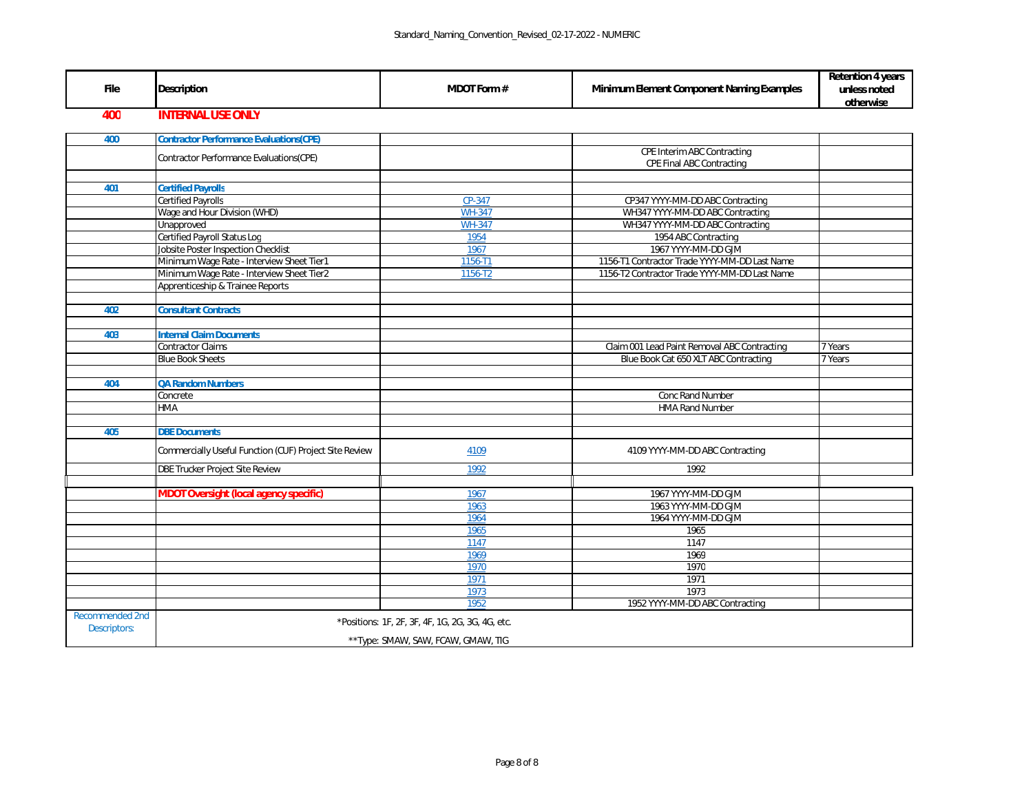| File | Description | MDOT Form # | Minimum Element Component Naming Examples | Retention 4 years unless noted otherwise |
|---|---|---|---|---|
| **400** | **INTERNAL USE ONLY** | | | |
| **400** | **Contractor Performance Evaluations(CPE)** | | | |
| | Contractor Performance Evaluations(CPE) | | CPE Interim ABC Contracting<br>CPE Final ABC Contracting | |
| | | | | |
| **401** | **Certified Payrolls** | | | |
| | Certified Payrolls | CP-347 | CP347 YYYY-MM-DD ABC Contracting | |
| | Wage and Hour Division (WHD) | WH-347 | WH347 YYYY-MM-DD ABC Contracting | |
| | Unapproved | WH-347 | WH347 YYYY-MM-DD ABC Contracting | |
| | Certified Payroll Status Log | 1954 | 1954 ABC Contracting | |
| | Jobsite Poster Inspection Checklist | 1967 | 1967 YYYY-MM-DD GJM | |
| | Minimum Wage Rate - Interview Sheet Tier1 | 1156-T1 | 1156-T1 Contractor Trade YYYY-MM-DD Last Name | |
| | Minimum Wage Rate - Interview Sheet Tier2 | 1156-T2 | 1156-T2 Contractor Trade YYYY-MM-DD Last Name | |
| | Apprenticeship & Trainee Reports | | | |
| | | | | |
| **402** | **Consultant Contracts** | | | |
| | | | | |
| **403** | **Internal Claim Documents** | | | |
| | Contractor Claims | | Claim 001 Lead Paint Removal ABC Contracting | 7 Years |
| | Blue Book Sheets | | Blue Book Cat 650 XLT ABC Contracting | 7 Years |
| | | | | |
| **404** | **QA Random Numbers** | | | |
| | Concrete | | Conc Rand Number | |
| | HMA | | HMA Rand Number | |
| | | | | |
| **405** | **DBE Documents** | | | |
| | Commercially Useful Function (CUF) Project Site Review | 4109 | 4109 YYYY-MM-DD ABC Contracting | |
| | DBE Trucker Project Site Review | 1992 | 1992 | |
| | | | | |
| | **MDOT Oversight (local agency specific)** | 1967 | 1967 YYYY-MM-DD GJM | |
| | | 1963 | 1963 YYYY-MM-DD GJM | |
| | | 1964 | 1964 YYYY-MM-DD GJM | |
| | | 1965 | 1965 | |
| | | 1147 | 1147 | |
| | | 1969 | 1969 | |
| | | 1970 | 1970 | |
| | | 1971 | 1971 | |
| | | 1973 | 1973 | |
| | | 1952 | 1952 YYYY-MM-DD ABC Contracting | |
| Recommended 2nd Descriptors: | *Positions: 1F, 2F, 3F, 4F, 1G, 2G, 3G, 4G, etc.<br>**Type: SMAW, SAW, FCAW, GMAW, TIG | | | |